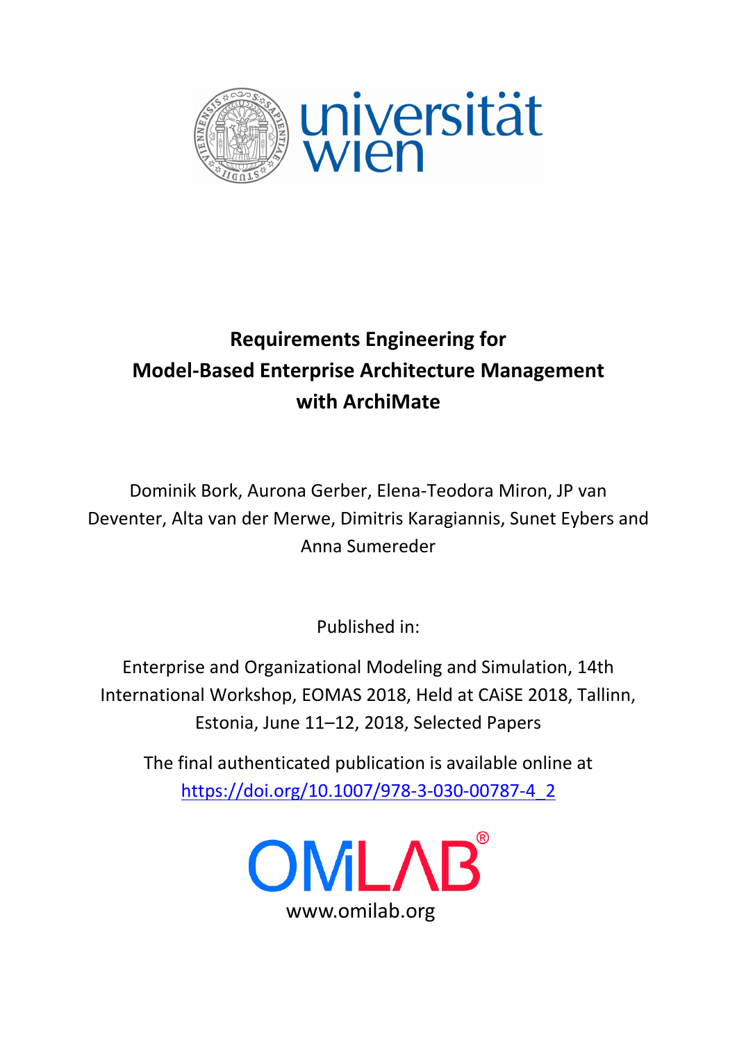# Requirements Engineering for Model-Based Enterprise Architecture Management with ArchiMate

Dominik Bork, Aurona Gerber, Elena-Teodora Miron, JP van Deventer, Alta van der Merwe, Dimitris Karagiannis, Sunet Eybers and Anna Sumereder

Published in:

Enterprise and Organizational Modeling and Simulation, 14th International Workshop, EOMAS 2018, Held at CAiSE 2018, Tallinn, Estonia, June 11–12, 2018, Selected Papers

The final authenticated publication is available online at https://doi.org/10.1007/978-3-030-00787-4_2

OMiLAB®

www.omilab.org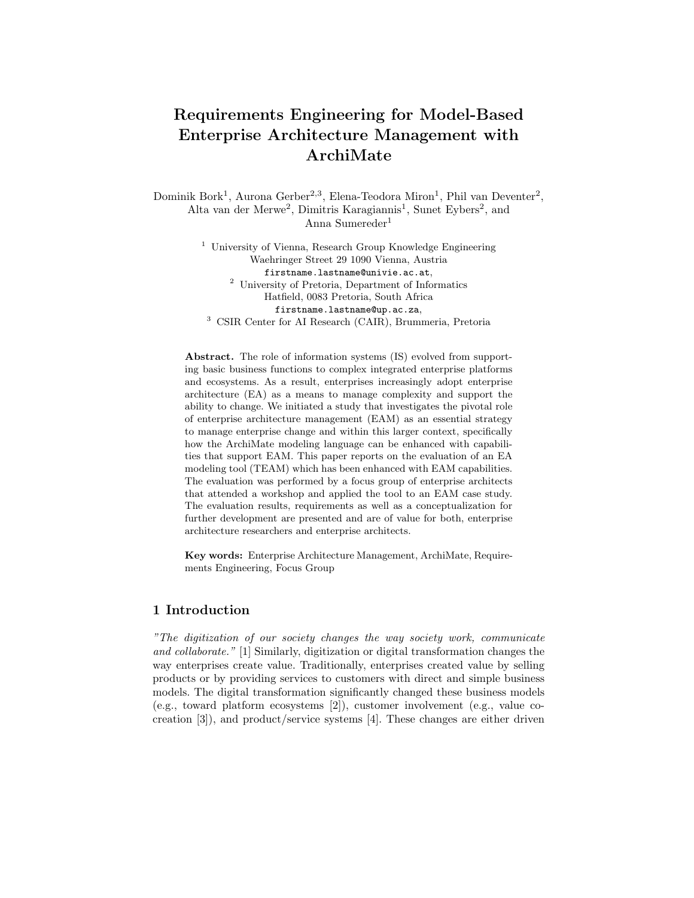# Requirements Engineering for Model-Based Enterprise Architecture Management with ArchiMate

Dominik Bork[1], Aurona Gerber[2,3], Elena-Teodora Miron[1], Phil van Deventer[2], Alta van der Merwe[2], Dimitris Karagiannis[1], Sunet Eybers[2], and Anna Sumereder[1]

[1] University of Vienna, Research Group Knowledge Engineering
Waehringer Street 29 1090 Vienna, Austria
firstname.lastname@univie.ac.at,
[2] University of Pretoria, Department of Informatics
Hatfield, 0083 Pretoria, South Africa
firstname.lastname@up.ac.za,
[3] CSIR Center for AI Research (CAIR), Brummeria, Pretoria

**Abstract.** The role of information systems (IS) evolved from supporting basic business functions to complex integrated enterprise platforms and ecosystems. As a result, enterprises increasingly adopt enterprise architecture (EA) as a means to manage complexity and support the ability to change. We initiated a study that investigates the pivotal role of enterprise architecture management (EAM) as an essential strategy to manage enterprise change and within this larger context, specifically how the ArchiMate modeling language can be enhanced with capabilities that support EAM. This paper reports on the evaluation of an EA modeling tool (TEAM) which has been enhanced with EAM capabilities. The evaluation was performed by a focus group of enterprise architects that attended a workshop and applied the tool to an EAM case study. The evaluation results, requirements as well as a conceptualization for further development are presented and are of value for both, enterprise architecture researchers and enterprise architects.

**Key words:** Enterprise Architecture Management, ArchiMate, Requirements Engineering, Focus Group

## 1 Introduction

*"The digitization of our society changes the way society work, communicate and collaborate."* [1] Similarly, digitization or digital transformation changes the way enterprises create value. Traditionally, enterprises created value by selling products or by providing services to customers with direct and simple business models. The digital transformation significantly changed these business models (e.g., toward platform ecosystems [2]), customer involvement (e.g., value co-creation [3]), and product/service systems [4]. These changes are either driven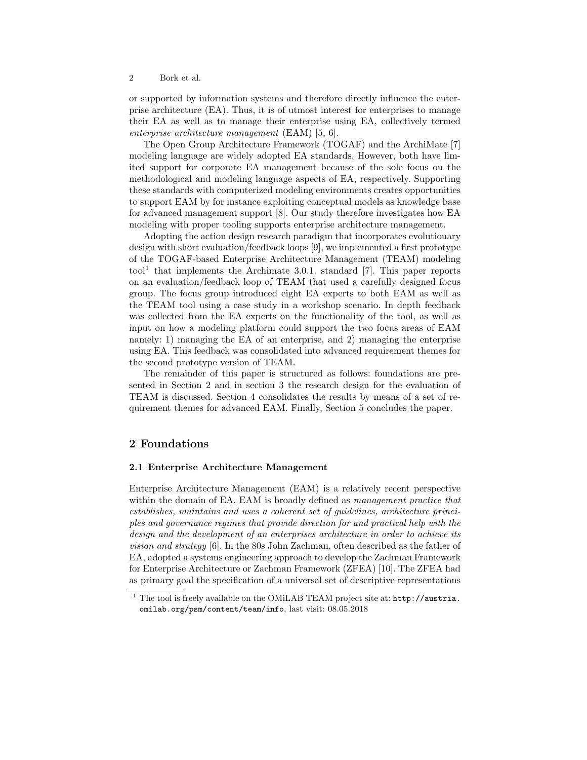or supported by information systems and therefore directly influence the enterprise architecture (EA). Thus, it is of utmost interest for enterprises to manage their EA as well as to manage their enterprise using EA, collectively termed *enterprise architecture management* (EAM) [5, 6].

The Open Group Architecture Framework (TOGAF) and the ArchiMate [7] modeling language are widely adopted EA standards. However, both have limited support for corporate EA management because of the sole focus on the methodological and modeling language aspects of EA, respectively. Supporting these standards with computerized modeling environments creates opportunities to support EAM by for instance exploiting conceptual models as knowledge base for advanced management support [8]. Our study therefore investigates how EA modeling with proper tooling supports enterprise architecture management.

Adopting the action design research paradigm that incorporates evolutionary design with short evaluation/feedback loops [9], we implemented a first prototype of the TOGAF-based Enterprise Architecture Management (TEAM) modeling tool[1] that implements the Archimate 3.0.1. standard [7]. This paper reports on an evaluation/feedback loop of TEAM that used a carefully designed focus group. The focus group introduced eight EA experts to both EAM as well as the TEAM tool using a case study in a workshop scenario. In depth feedback was collected from the EA experts on the functionality of the tool, as well as input on how a modeling platform could support the two focus areas of EAM namely: 1) managing the EA of an enterprise, and 2) managing the enterprise using EA. This feedback was consolidated into advanced requirement themes for the second prototype version of TEAM.

The remainder of this paper is structured as follows: foundations are presented in Section 2 and in section 3 the research design for the evaluation of TEAM is discussed. Section 4 consolidates the results by means of a set of requirement themes for advanced EAM. Finally, Section 5 concludes the paper.

## 2 Foundations

### 2.1 Enterprise Architecture Management

Enterprise Architecture Management (EAM) is a relatively recent perspective within the domain of EA. EAM is broadly defined as *management practice that establishes, maintains and uses a coherent set of guidelines, architecture principles and governance regimes that provide direction for and practical help with the design and the development of an enterprises architecture in order to achieve its vision and strategy* [6]. In the 80s John Zachman, often described as the father of EA, adopted a systems engineering approach to develop the Zachman Framework for Enterprise Architecture or Zachman Framework (ZFEA) [10]. The ZFEA had as primary goal the specification of a universal set of descriptive representations

[1] The tool is freely available on the OMiLAB TEAM project site at: `http://austria.omilab.org/psm/content/team/info`, last visit: 08.05.2018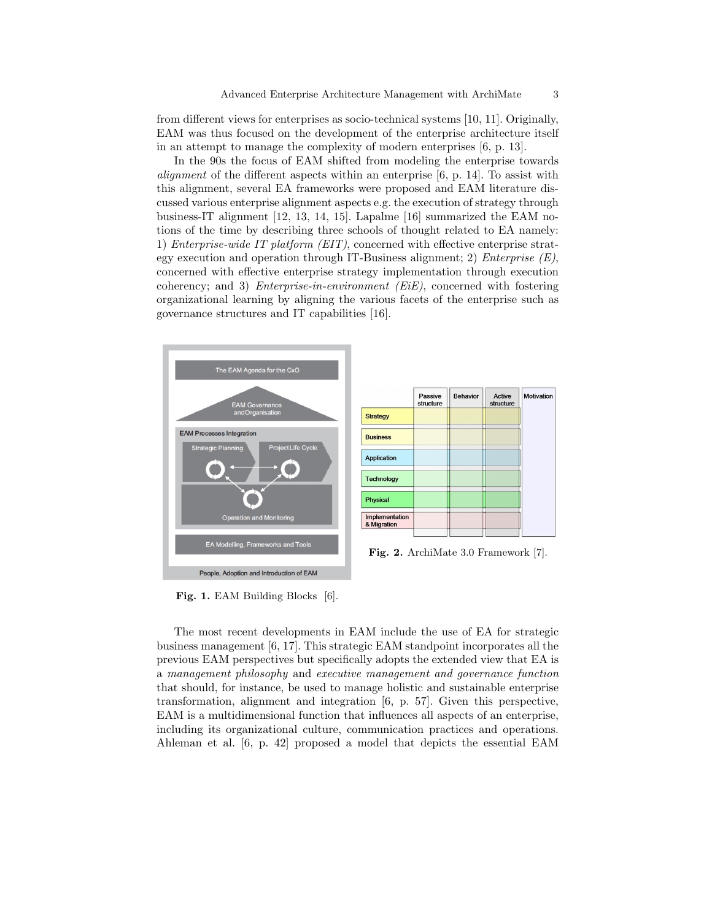from different views for enterprises as socio-technical systems [10, 11]. Originally, EAM was thus focused on the development of the enterprise architecture itself in an attempt to manage the complexity of modern enterprises [6, p. 13].

In the 90s the focus of EAM shifted from modeling the enterprise towards *alignment* of the different aspects within an enterprise [6, p. 14]. To assist with this alignment, several EA frameworks were proposed and EAM literature discussed various enterprise alignment aspects e.g. the execution of strategy through business-IT alignment [12, 13, 14, 15]. Lapalme [16] summarized the EAM notions of the time by describing three schools of thought related to EA namely: 1) *Enterprise-wide IT platform (EIT)*, concerned with effective enterprise strategy execution and operation through IT-Business alignment; 2) *Enterprise (E)*, concerned with effective enterprise strategy implementation through execution coherency; and 3) *Enterprise-in-environment (EiE)*, concerned with fostering organizational learning by aligning the various facets of the enterprise such as governance structures and IT capabilities [16].

**Fig. 1.** EAM Building Blocks [6].

**Fig. 2.** ArchiMate 3.0 Framework [7].

The most recent developments in EAM include the use of EA for strategic business management [6, 17]. This strategic EAM standpoint incorporates all the previous EAM perspectives but specifically adopts the extended view that EA is a *management philosophy* and *executive management and governance function* that should, for instance, be used to manage holistic and sustainable enterprise transformation, alignment and integration [6, p. 57]. Given this perspective, EAM is a multidimensional function that influences all aspects of an enterprise, including its organizational culture, communication practices and operations. Ahleman et al. [6, p. 42] proposed a model that depicts the essential EAM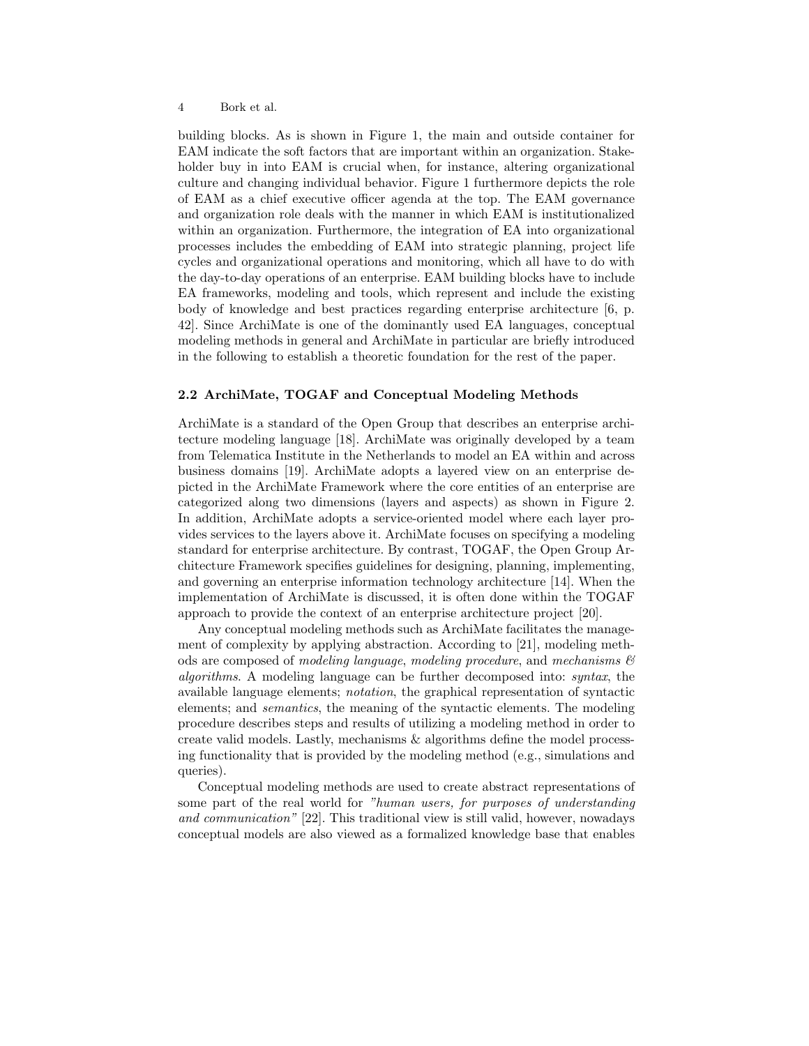building blocks. As is shown in Figure 1, the main and outside container for EAM indicate the soft factors that are important within an organization. Stakeholder buy in into EAM is crucial when, for instance, altering organizational culture and changing individual behavior. Figure 1 furthermore depicts the role of EAM as a chief executive officer agenda at the top. The EAM governance and organization role deals with the manner in which EAM is institutionalized within an organization. Furthermore, the integration of EA into organizational processes includes the embedding of EAM into strategic planning, project life cycles and organizational operations and monitoring, which all have to do with the day-to-day operations of an enterprise. EAM building blocks have to include EA frameworks, modeling and tools, which represent and include the existing body of knowledge and best practices regarding enterprise architecture [6, p. 42]. Since ArchiMate is one of the dominantly used EA languages, conceptual modeling methods in general and ArchiMate in particular are briefly introduced in the following to establish a theoretic foundation for the rest of the paper.

### 2.2 ArchiMate, TOGAF and Conceptual Modeling Methods

ArchiMate is a standard of the Open Group that describes an enterprise architecture modeling language [18]. ArchiMate was originally developed by a team from Telematica Institute in the Netherlands to model an EA within and across business domains [19]. ArchiMate adopts a layered view on an enterprise depicted in the ArchiMate Framework where the core entities of an enterprise are categorized along two dimensions (layers and aspects) as shown in Figure 2. In addition, ArchiMate adopts a service-oriented model where each layer provides services to the layers above it. ArchiMate focuses on specifying a modeling standard for enterprise architecture. By contrast, TOGAF, the Open Group Architecture Framework specifies guidelines for designing, planning, implementing, and governing an enterprise information technology architecture [14]. When the implementation of ArchiMate is discussed, it is often done within the TOGAF approach to provide the context of an enterprise architecture project [20].

Any conceptual modeling methods such as ArchiMate facilitates the management of complexity by applying abstraction. According to [21], modeling methods are composed of *modeling language*, *modeling procedure*, and *mechanisms & algorithms*. A modeling language can be further decomposed into: *syntax*, the available language elements; *notation*, the graphical representation of syntactic elements; and *semantics*, the meaning of the syntactic elements. The modeling procedure describes steps and results of utilizing a modeling method in order to create valid models. Lastly, mechanisms & algorithms define the model processing functionality that is provided by the modeling method (e.g., simulations and queries).

Conceptual modeling methods are used to create abstract representations of some part of the real world for *"human users, for purposes of understanding and communication"* [22]. This traditional view is still valid, however, nowadays conceptual models are also viewed as a formalized knowledge base that enables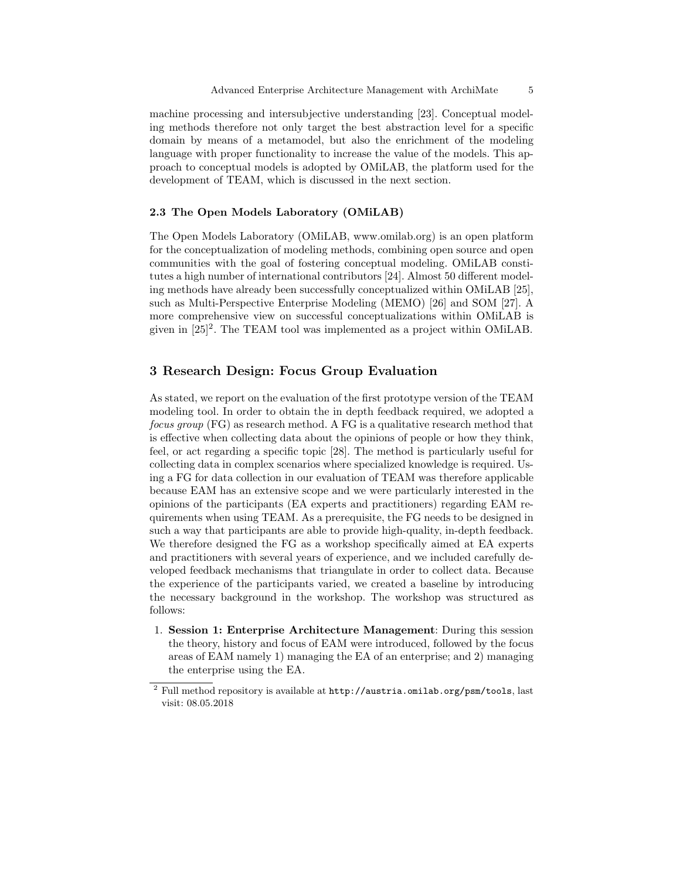machine processing and intersubjective understanding [23]. Conceptual modeling methods therefore not only target the best abstraction level for a specific domain by means of a metamodel, but also the enrichment of the modeling language with proper functionality to increase the value of the models. This approach to conceptual models is adopted by OMiLAB, the platform used for the development of TEAM, which is discussed in the next section.

### 2.3 The Open Models Laboratory (OMiLAB)

The Open Models Laboratory (OMiLAB, www.omilab.org) is an open platform for the conceptualization of modeling methods, combining open source and open communities with the goal of fostering conceptual modeling. OMiLAB constitutes a high number of international contributors [24]. Almost 50 different modeling methods have already been successfully conceptualized within OMiLAB [25], such as Multi-Perspective Enterprise Modeling (MEMO) [26] and SOM [27]. A more comprehensive view on successful conceptualizations within OMiLAB is given in [25][2]. The TEAM tool was implemented as a project within OMiLAB.

## 3 Research Design: Focus Group Evaluation

As stated, we report on the evaluation of the first prototype version of the TEAM modeling tool. In order to obtain the in depth feedback required, we adopted a *focus group* (FG) as research method. A FG is a qualitative research method that is effective when collecting data about the opinions of people or how they think, feel, or act regarding a specific topic [28]. The method is particularly useful for collecting data in complex scenarios where specialized knowledge is required. Using a FG for data collection in our evaluation of TEAM was therefore applicable because EAM has an extensive scope and we were particularly interested in the opinions of the participants (EA experts and practitioners) regarding EAM requirements when using TEAM. As a prerequisite, the FG needs to be designed in such a way that participants are able to provide high-quality, in-depth feedback. We therefore designed the FG as a workshop specifically aimed at EA experts and practitioners with several years of experience, and we included carefully developed feedback mechanisms that triangulate in order to collect data. Because the experience of the participants varied, we created a baseline by introducing the necessary background in the workshop. The workshop was structured as follows:

1. **Session 1: Enterprise Architecture Management**: During this session the theory, history and focus of EAM were introduced, followed by the focus areas of EAM namely 1) managing the EA of an enterprise; and 2) managing the enterprise using the EA.

[2] Full method repository is available at `http://austria.omilab.org/psm/tools`, last visit: 08.05.2018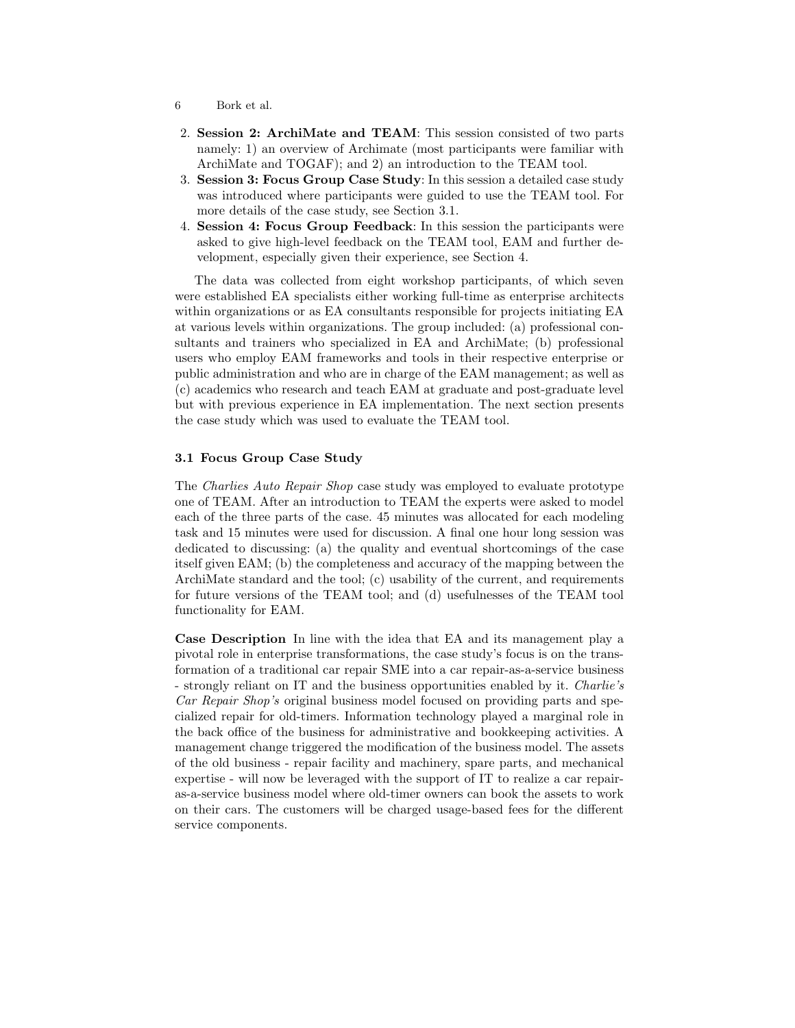2. **Session 2: ArchiMate and TEAM**: This session consisted of two parts namely: 1) an overview of Archimate (most participants were familiar with ArchiMate and TOGAF); and 2) an introduction to the TEAM tool.
3. **Session 3: Focus Group Case Study**: In this session a detailed case study was introduced where participants were guided to use the TEAM tool. For more details of the case study, see Section 3.1.
4. **Session 4: Focus Group Feedback**: In this session the participants were asked to give high-level feedback on the TEAM tool, EAM and further development, especially given their experience, see Section 4.

The data was collected from eight workshop participants, of which seven were established EA specialists either working full-time as enterprise architects within organizations or as EA consultants responsible for projects initiating EA at various levels within organizations. The group included: (a) professional consultants and trainers who specialized in EA and ArchiMate; (b) professional users who employ EAM frameworks and tools in their respective enterprise or public administration and who are in charge of the EAM management; as well as (c) academics who research and teach EAM at graduate and post-graduate level but with previous experience in EA implementation. The next section presents the case study which was used to evaluate the TEAM tool.

### 3.1 Focus Group Case Study

The *Charlies Auto Repair Shop* case study was employed to evaluate prototype one of TEAM. After an introduction to TEAM the experts were asked to model each of the three parts of the case. 45 minutes was allocated for each modeling task and 15 minutes were used for discussion. A final one hour long session was dedicated to discussing: (a) the quality and eventual shortcomings of the case itself given EAM; (b) the completeness and accuracy of the mapping between the ArchiMate standard and the tool; (c) usability of the current, and requirements for future versions of the TEAM tool; and (d) usefulnesses of the TEAM tool functionality for EAM.

**Case Description** In line with the idea that EA and its management play a pivotal role in enterprise transformations, the case study's focus is on the transformation of a traditional car repair SME into a car repair-as-a-service business - strongly reliant on IT and the business opportunities enabled by it. *Charlie's Car Repair Shop's* original business model focused on providing parts and specialized repair for old-timers. Information technology played a marginal role in the back office of the business for administrative and bookkeeping activities. A management change triggered the modification of the business model. The assets of the old business - repair facility and machinery, spare parts, and mechanical expertise - will now be leveraged with the support of IT to realize a car repair-as-a-service business model where old-timer owners can book the assets to work on their cars. The customers will be charged usage-based fees for the different service components.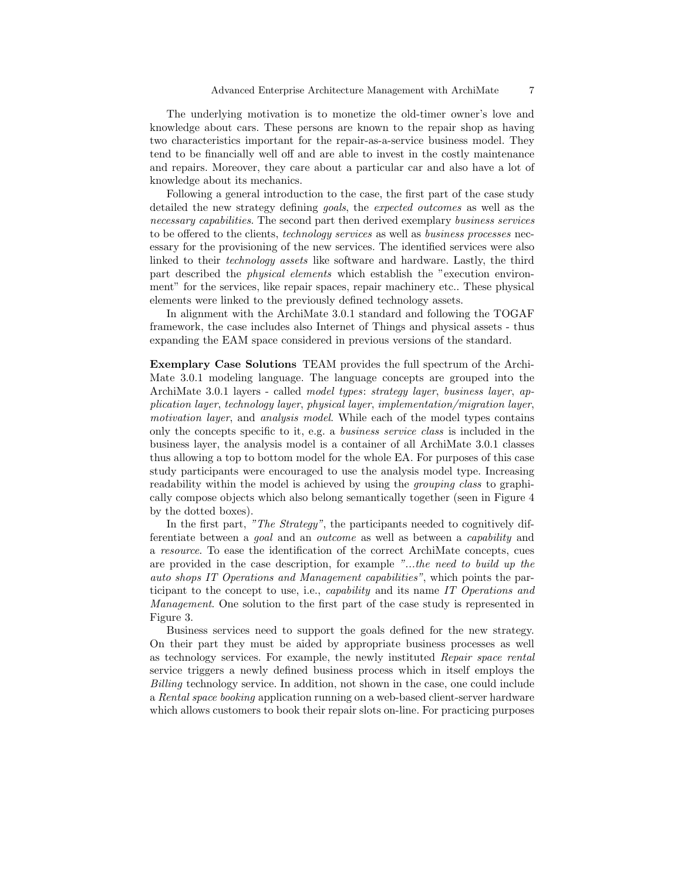The underlying motivation is to monetize the old-timer owner's love and knowledge about cars. These persons are known to the repair shop as having two characteristics important for the repair-as-a-service business model. They tend to be financially well off and are able to invest in the costly maintenance and repairs. Moreover, they care about a particular car and also have a lot of knowledge about its mechanics.

Following a general introduction to the case, the first part of the case study detailed the new strategy defining *goals*, the *expected outcomes* as well as the *necessary capabilities*. The second part then derived exemplary *business services* to be offered to the clients, *technology services* as well as *business processes* necessary for the provisioning of the new services. The identified services were also linked to their *technology assets* like software and hardware. Lastly, the third part described the *physical elements* which establish the "execution environment" for the services, like repair spaces, repair machinery etc.. These physical elements were linked to the previously defined technology assets.

In alignment with the ArchiMate 3.0.1 standard and following the TOGAF framework, the case includes also Internet of Things and physical assets - thus expanding the EAM space considered in previous versions of the standard.

**Exemplary Case Solutions** TEAM provides the full spectrum of the ArchiMate 3.0.1 modeling language. The language concepts are grouped into the ArchiMate 3.0.1 layers - called *model types*: *strategy layer*, *business layer*, *application layer*, *technology layer*, *physical layer*, *implementation/migration layer*, *motivation layer*, and *analysis model*. While each of the model types contains only the concepts specific to it, e.g. a *business service class* is included in the business layer, the analysis model is a container of all ArchiMate 3.0.1 classes thus allowing a top to bottom model for the whole EA. For purposes of this case study participants were encouraged to use the analysis model type. Increasing readability within the model is achieved by using the *grouping class* to graphically compose objects which also belong semantically together (seen in Figure 4 by the dotted boxes).

In the first part, *"The Strategy"*, the participants needed to cognitively differentiate between a *goal* and an *outcome* as well as between a *capability* and a *resource*. To ease the identification of the correct ArchiMate concepts, cues are provided in the case description, for example *"...the need to build up the auto shops IT Operations and Management capabilities"*, which points the participant to the concept to use, i.e., *capability* and its name *IT Operations and Management*. One solution to the first part of the case study is represented in Figure 3.

Business services need to support the goals defined for the new strategy. On their part they must be aided by appropriate business processes as well as technology services. For example, the newly instituted *Repair space rental* service triggers a newly defined business process which in itself employs the *Billing* technology service. In addition, not shown in the case, one could include a *Rental space booking* application running on a web-based client-server hardware which allows customers to book their repair slots on-line. For practicing purposes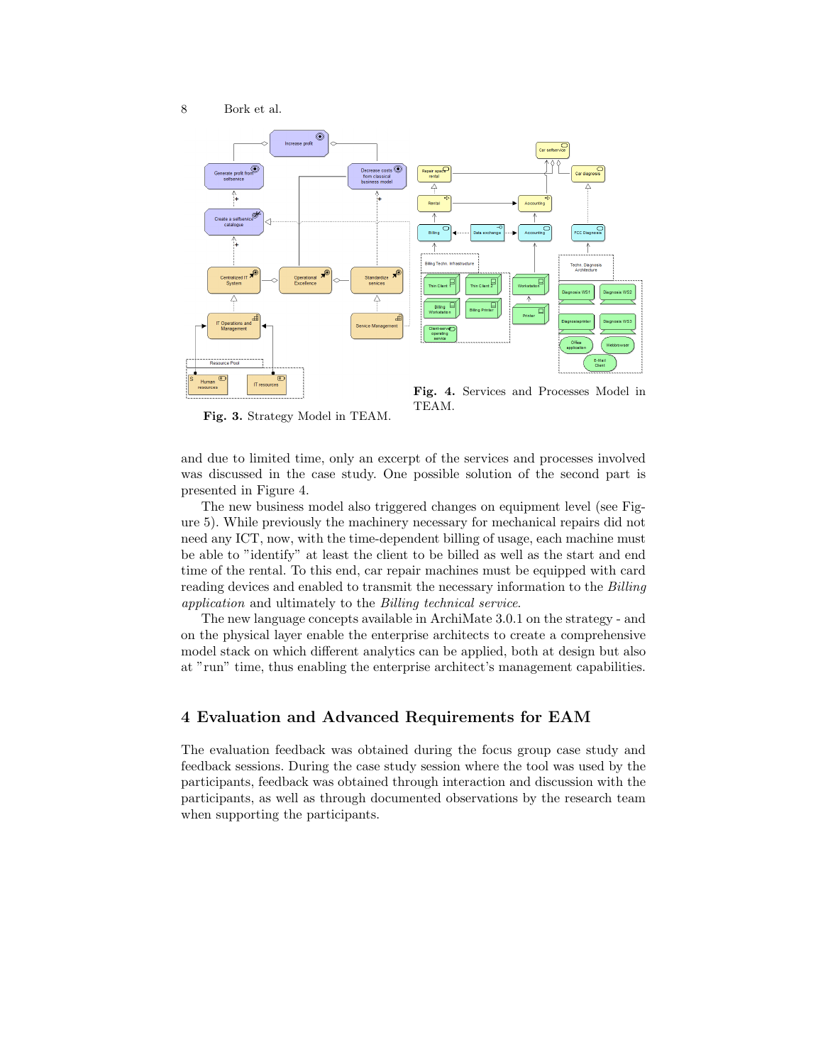Fig. 3. Strategy Model in TEAM.

Fig. 4. Services and Processes Model in TEAM.

and due to limited time, only an excerpt of the services and processes involved was discussed in the case study. One possible solution of the second part is presented in Figure 4.

The new business model also triggered changes on equipment level (see Figure 5). While previously the machinery necessary for mechanical repairs did not need any ICT, now, with the time-dependent billing of usage, each machine must be able to "identify" at least the client to be billed as well as the start and end time of the rental. To this end, car repair machines must be equipped with card reading devices and enabled to transmit the necessary information to the *Billing application* and ultimately to the *Billing technical service*.

The new language concepts available in ArchiMate 3.0.1 on the strategy - and on the physical layer enable the enterprise architects to create a comprehensive model stack on which different analytics can be applied, both at design but also at "run" time, thus enabling the enterprise architect's management capabilities.

## 4 Evaluation and Advanced Requirements for EAM

The evaluation feedback was obtained during the focus group case study and feedback sessions. During the case study session where the tool was used by the participants, feedback was obtained through interaction and discussion with the participants, as well as through documented observations by the research team when supporting the participants.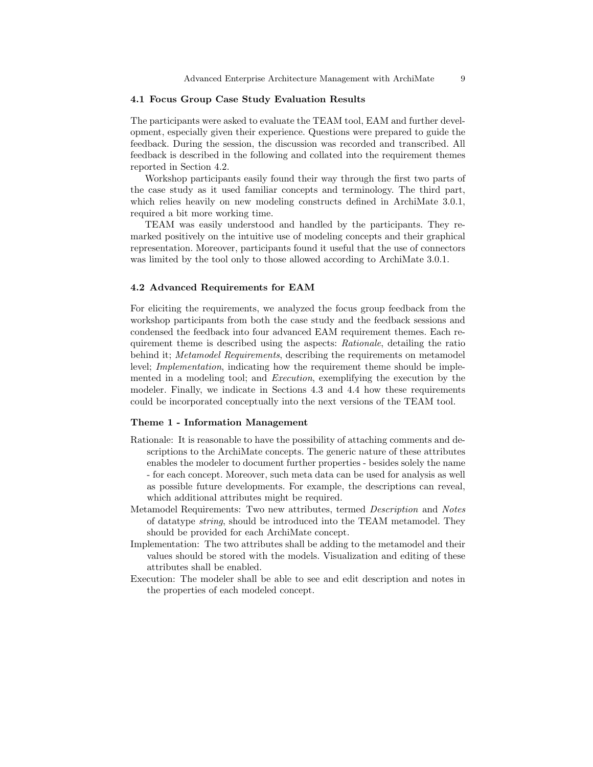### 4.1 Focus Group Case Study Evaluation Results

The participants were asked to evaluate the TEAM tool, EAM and further development, especially given their experience. Questions were prepared to guide the feedback. During the session, the discussion was recorded and transcribed. All feedback is described in the following and collated into the requirement themes reported in Section 4.2.

Workshop participants easily found their way through the first two parts of the case study as it used familiar concepts and terminology. The third part, which relies heavily on new modeling constructs defined in ArchiMate 3.0.1, required a bit more working time.

TEAM was easily understood and handled by the participants. They remarked positively on the intuitive use of modeling concepts and their graphical representation. Moreover, participants found it useful that the use of connectors was limited by the tool only to those allowed according to ArchiMate 3.0.1.

### 4.2 Advanced Requirements for EAM

For eliciting the requirements, we analyzed the focus group feedback from the workshop participants from both the case study and the feedback sessions and condensed the feedback into four advanced EAM requirement themes. Each requirement theme is described using the aspects: *Rationale*, detailing the ratio behind it; *Metamodel Requirements*, describing the requirements on metamodel level; *Implementation*, indicating how the requirement theme should be implemented in a modeling tool; and *Execution*, exemplifying the execution by the modeler. Finally, we indicate in Sections 4.3 and 4.4 how these requirements could be incorporated conceptually into the next versions of the TEAM tool.

#### Theme 1 - Information Management

Rationale: It is reasonable to have the possibility of attaching comments and descriptions to the ArchiMate concepts. The generic nature of these attributes enables the modeler to document further properties - besides solely the name - for each concept. Moreover, such meta data can be used for analysis as well as possible future developments. For example, the descriptions can reveal, which additional attributes might be required.

Metamodel Requirements: Two new attributes, termed *Description* and *Notes* of datatype *string*, should be introduced into the TEAM metamodel. They should be provided for each ArchiMate concept.

Implementation: The two attributes shall be adding to the metamodel and their values should be stored with the models. Visualization and editing of these attributes shall be enabled.

Execution: The modeler shall be able to see and edit description and notes in the properties of each modeled concept.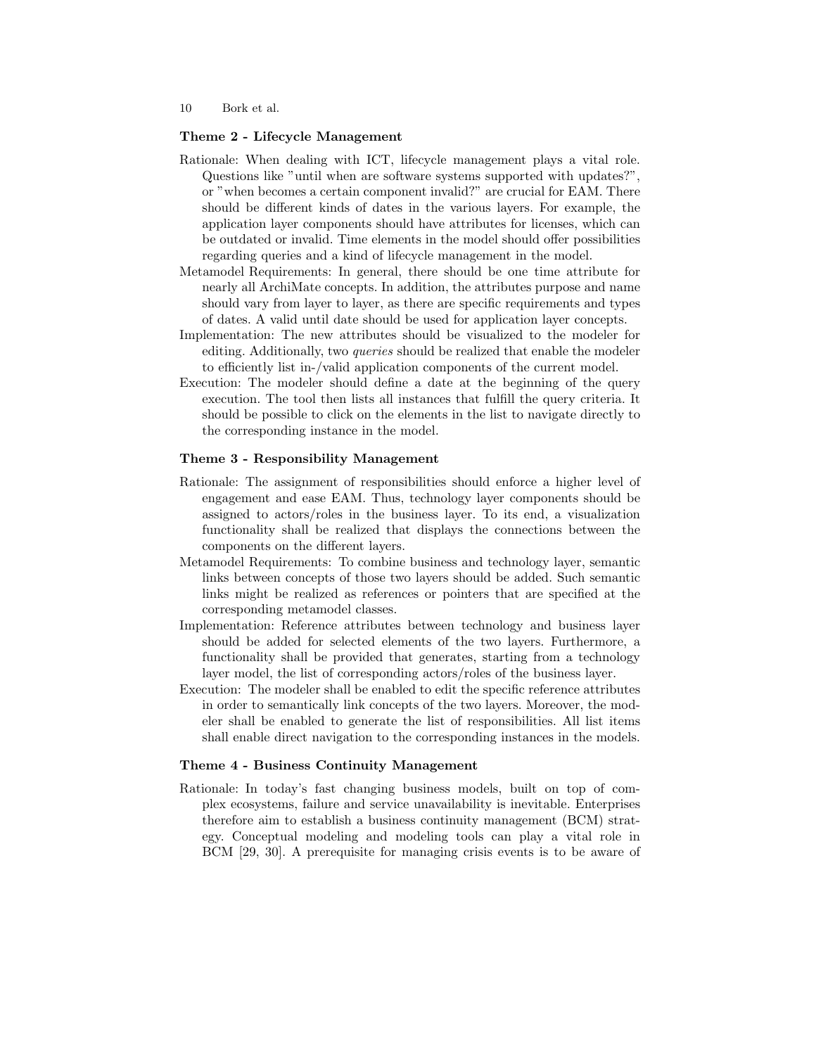**Theme 2 - Lifecycle Management**

Rationale: When dealing with ICT, lifecycle management plays a vital role. Questions like "until when are software systems supported with updates?", or "when becomes a certain component invalid?" are crucial for EAM. There should be different kinds of dates in the various layers. For example, the application layer components should have attributes for licenses, which can be outdated or invalid. Time elements in the model should offer possibilities regarding queries and a kind of lifecycle management in the model.

Metamodel Requirements: In general, there should be one time attribute for nearly all ArchiMate concepts. In addition, the attributes purpose and name should vary from layer to layer, as there are specific requirements and types of dates. A valid until date should be used for application layer concepts.

Implementation: The new attributes should be visualized to the modeler for editing. Additionally, two *queries* should be realized that enable the modeler to efficiently list in-/valid application components of the current model.

Execution: The modeler should define a date at the beginning of the query execution. The tool then lists all instances that fulfill the query criteria. It should be possible to click on the elements in the list to navigate directly to the corresponding instance in the model.

**Theme 3 - Responsibility Management**

Rationale: The assignment of responsibilities should enforce a higher level of engagement and ease EAM. Thus, technology layer components should be assigned to actors/roles in the business layer. To its end, a visualization functionality shall be realized that displays the connections between the components on the different layers.

Metamodel Requirements: To combine business and technology layer, semantic links between concepts of those two layers should be added. Such semantic links might be realized as references or pointers that are specified at the corresponding metamodel classes.

Implementation: Reference attributes between technology and business layer should be added for selected elements of the two layers. Furthermore, a functionality shall be provided that generates, starting from a technology layer model, the list of corresponding actors/roles of the business layer.

Execution: The modeler shall be enabled to edit the specific reference attributes in order to semantically link concepts of the two layers. Moreover, the modeler shall be enabled to generate the list of responsibilities. All list items shall enable direct navigation to the corresponding instances in the models.

**Theme 4 - Business Continuity Management**

Rationale: In today's fast changing business models, built on top of complex ecosystems, failure and service unavailability is inevitable. Enterprises therefore aim to establish a business continuity management (BCM) strategy. Conceptual modeling and modeling tools can play a vital role in BCM [29, 30]. A prerequisite for managing crisis events is to be aware of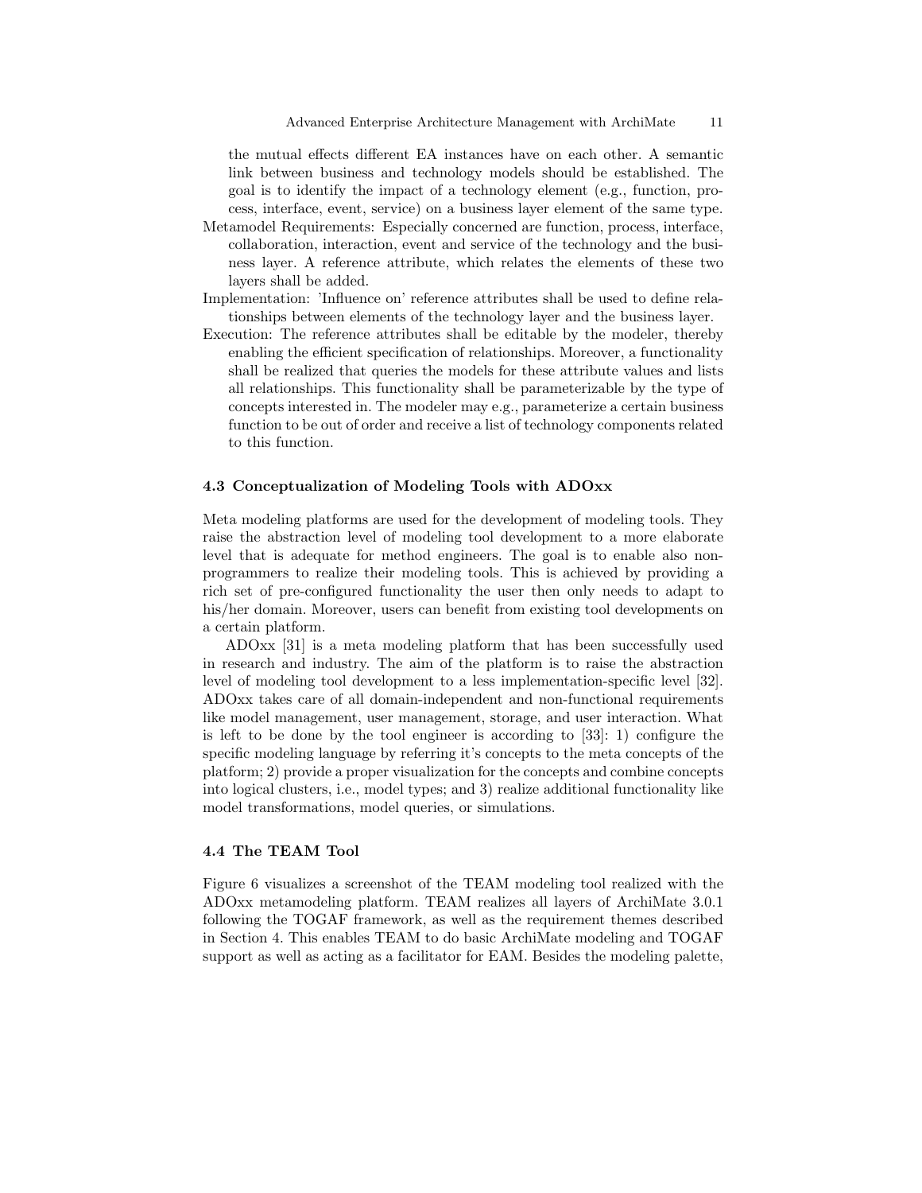the mutual effects different EA instances have on each other. A semantic link between business and technology models should be established. The goal is to identify the impact of a technology element (e.g., function, process, interface, event, service) on a business layer element of the same type.

Metamodel Requirements: Especially concerned are function, process, interface, collaboration, interaction, event and service of the technology and the business layer. A reference attribute, which relates the elements of these two layers shall be added.

Implementation: 'Influence on' reference attributes shall be used to define relationships between elements of the technology layer and the business layer.

Execution: The reference attributes shall be editable by the modeler, thereby enabling the efficient specification of relationships. Moreover, a functionality shall be realized that queries the models for these attribute values and lists all relationships. This functionality shall be parameterizable by the type of concepts interested in. The modeler may e.g., parameterize a certain business function to be out of order and receive a list of technology components related to this function.

### 4.3 Conceptualization of Modeling Tools with ADOxx

Meta modeling platforms are used for the development of modeling tools. They raise the abstraction level of modeling tool development to a more elaborate level that is adequate for method engineers. The goal is to enable also non-programmers to realize their modeling tools. This is achieved by providing a rich set of pre-configured functionality the user then only needs to adapt to his/her domain. Moreover, users can benefit from existing tool developments on a certain platform.

ADOxx [31] is a meta modeling platform that has been successfully used in research and industry. The aim of the platform is to raise the abstraction level of modeling tool development to a less implementation-specific level [32]. ADOxx takes care of all domain-independent and non-functional requirements like model management, user management, storage, and user interaction. What is left to be done by the tool engineer is according to [33]: 1) configure the specific modeling language by referring it's concepts to the meta concepts of the platform; 2) provide a proper visualization for the concepts and combine concepts into logical clusters, i.e., model types; and 3) realize additional functionality like model transformations, model queries, or simulations.

### 4.4 The TEAM Tool

Figure 6 visualizes a screenshot of the TEAM modeling tool realized with the ADOxx metamodeling platform. TEAM realizes all layers of ArchiMate 3.0.1 following the TOGAF framework, as well as the requirement themes described in Section 4. This enables TEAM to do basic ArchiMate modeling and TOGAF support as well as acting as a facilitator for EAM. Besides the modeling palette,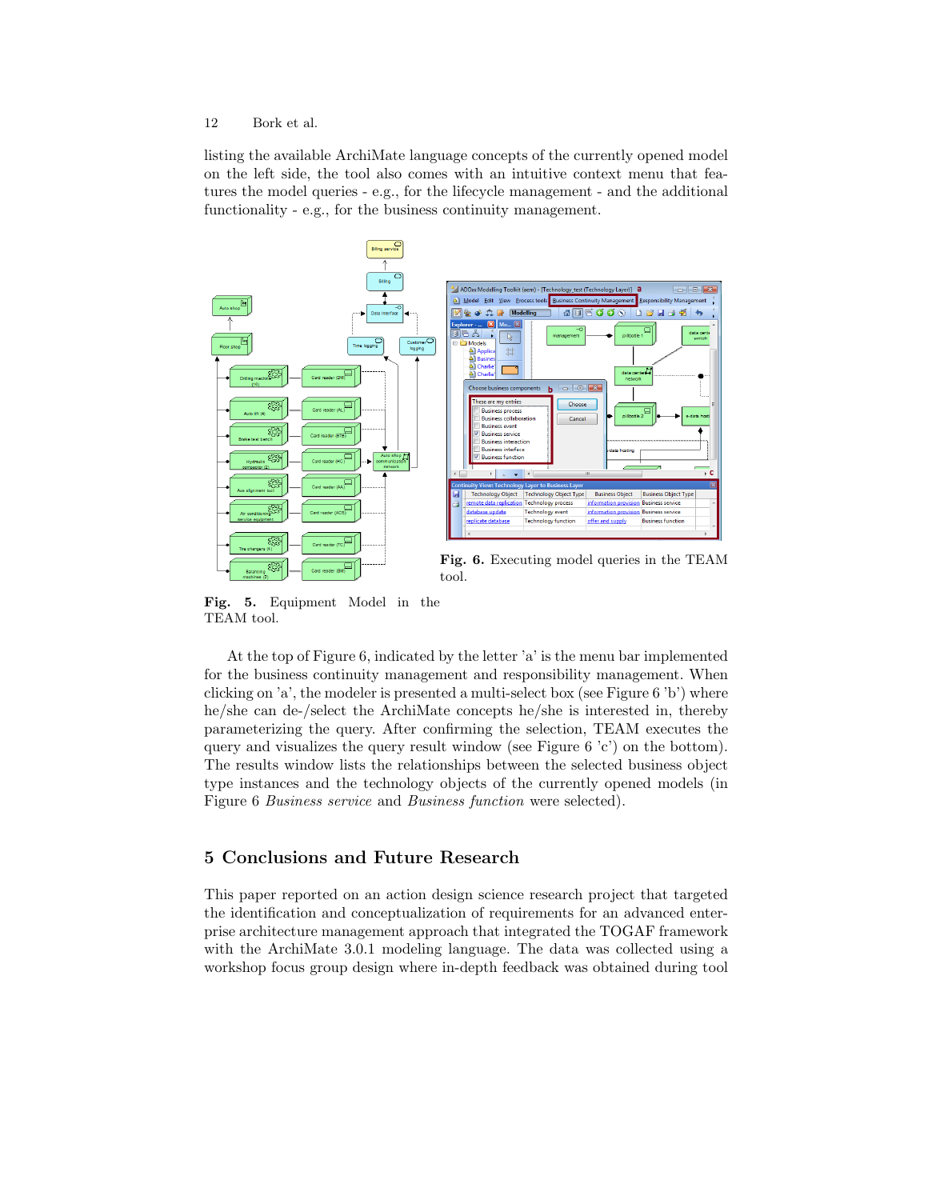listing the available ArchiMate language concepts of the currently opened model on the left side, the tool also comes with an intuitive context menu that features the model queries - e.g., for the lifecycle management - and the additional functionality - e.g., for the business continuity management.

**Fig. 5.** Equipment Model in the TEAM tool.

**Fig. 6.** Executing model queries in the TEAM tool.

At the top of Figure 6, indicated by the letter 'a' is the menu bar implemented for the business continuity management and responsibility management. When clicking on 'a', the modeler is presented a multi-select box (see Figure 6 'b') where he/she can de-/select the ArchiMate concepts he/she is interested in, thereby parameterizing the query. After confirming the selection, TEAM executes the query and visualizes the query result window (see Figure 6 'c') on the bottom). The results window lists the relationships between the selected business object type instances and the technology objects of the currently opened models (in Figure 6 *Business service* and *Business function* were selected).

## 5 Conclusions and Future Research

This paper reported on an action design science research project that targeted the identification and conceptualization of requirements for an advanced enterprise architecture management approach that integrated the TOGAF framework with the ArchiMate 3.0.1 modeling language. The data was collected using a workshop focus group design where in-depth feedback was obtained during tool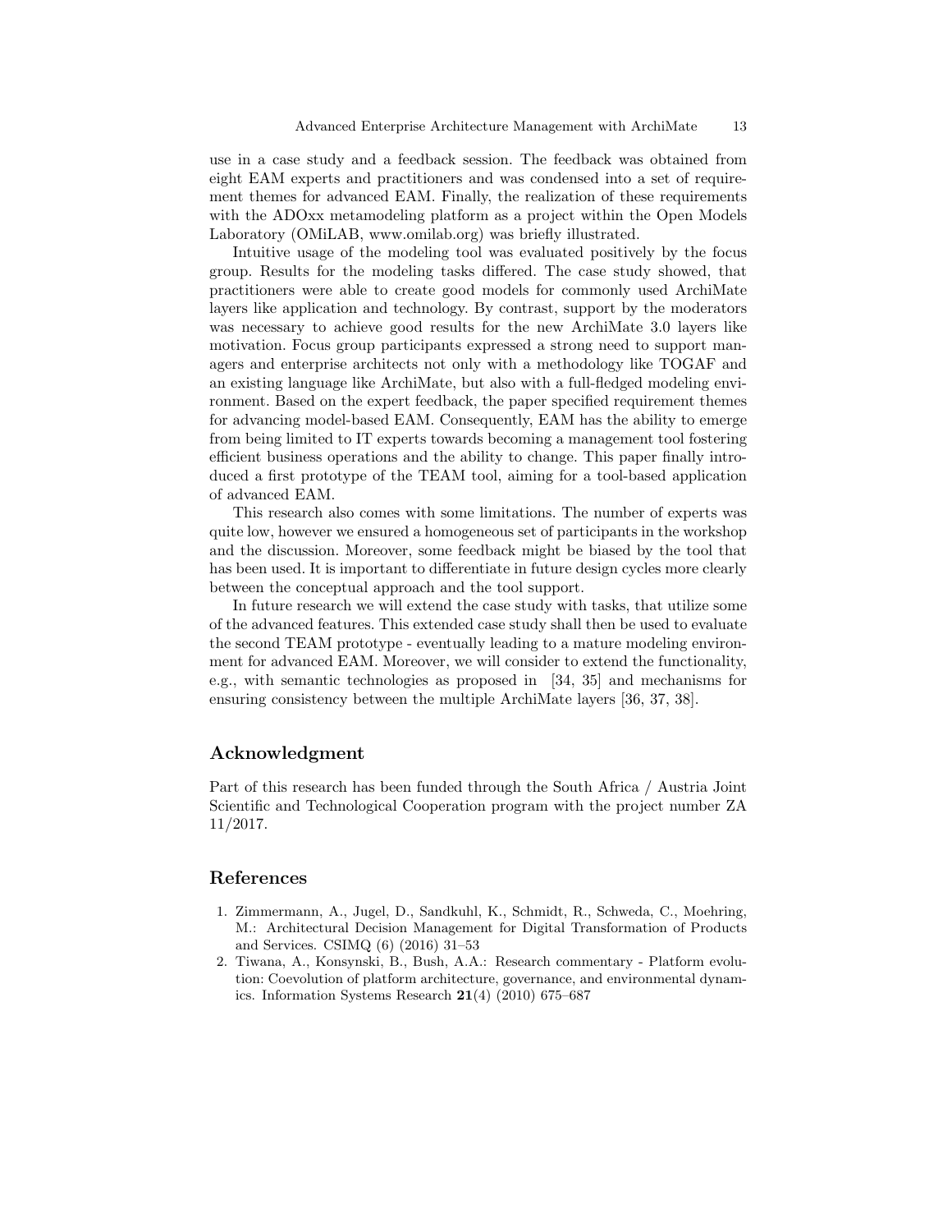use in a case study and a feedback session. The feedback was obtained from eight EAM experts and practitioners and was condensed into a set of requirement themes for advanced EAM. Finally, the realization of these requirements with the ADOxx metamodeling platform as a project within the Open Models Laboratory (OMiLAB, www.omilab.org) was briefly illustrated.

Intuitive usage of the modeling tool was evaluated positively by the focus group. Results for the modeling tasks differed. The case study showed, that practitioners were able to create good models for commonly used ArchiMate layers like application and technology. By contrast, support by the moderators was necessary to achieve good results for the new ArchiMate 3.0 layers like motivation. Focus group participants expressed a strong need to support managers and enterprise architects not only with a methodology like TOGAF and an existing language like ArchiMate, but also with a full-fledged modeling environment. Based on the expert feedback, the paper specified requirement themes for advancing model-based EAM. Consequently, EAM has the ability to emerge from being limited to IT experts towards becoming a management tool fostering efficient business operations and the ability to change. This paper finally introduced a first prototype of the TEAM tool, aiming for a tool-based application of advanced EAM.

This research also comes with some limitations. The number of experts was quite low, however we ensured a homogeneous set of participants in the workshop and the discussion. Moreover, some feedback might be biased by the tool that has been used. It is important to differentiate in future design cycles more clearly between the conceptual approach and the tool support.

In future research we will extend the case study with tasks, that utilize some of the advanced features. This extended case study shall then be used to evaluate the second TEAM prototype - eventually leading to a mature modeling environment for advanced EAM. Moreover, we will consider to extend the functionality, e.g., with semantic technologies as proposed in [34, 35] and mechanisms for ensuring consistency between the multiple ArchiMate layers [36, 37, 38].

## Acknowledgment

Part of this research has been funded through the South Africa / Austria Joint Scientific and Technological Cooperation program with the project number ZA 11/2017.

## References

1. Zimmermann, A., Jugel, D., Sandkuhl, K., Schmidt, R., Schweda, C., Moehring, M.: Architectural Decision Management for Digital Transformation of Products and Services. CSIMQ (6) (2016) 31–53
2. Tiwana, A., Konsynski, B., Bush, A.A.: Research commentary - Platform evolution: Coevolution of platform architecture, governance, and environmental dynamics. Information Systems Research **21**(4) (2010) 675–687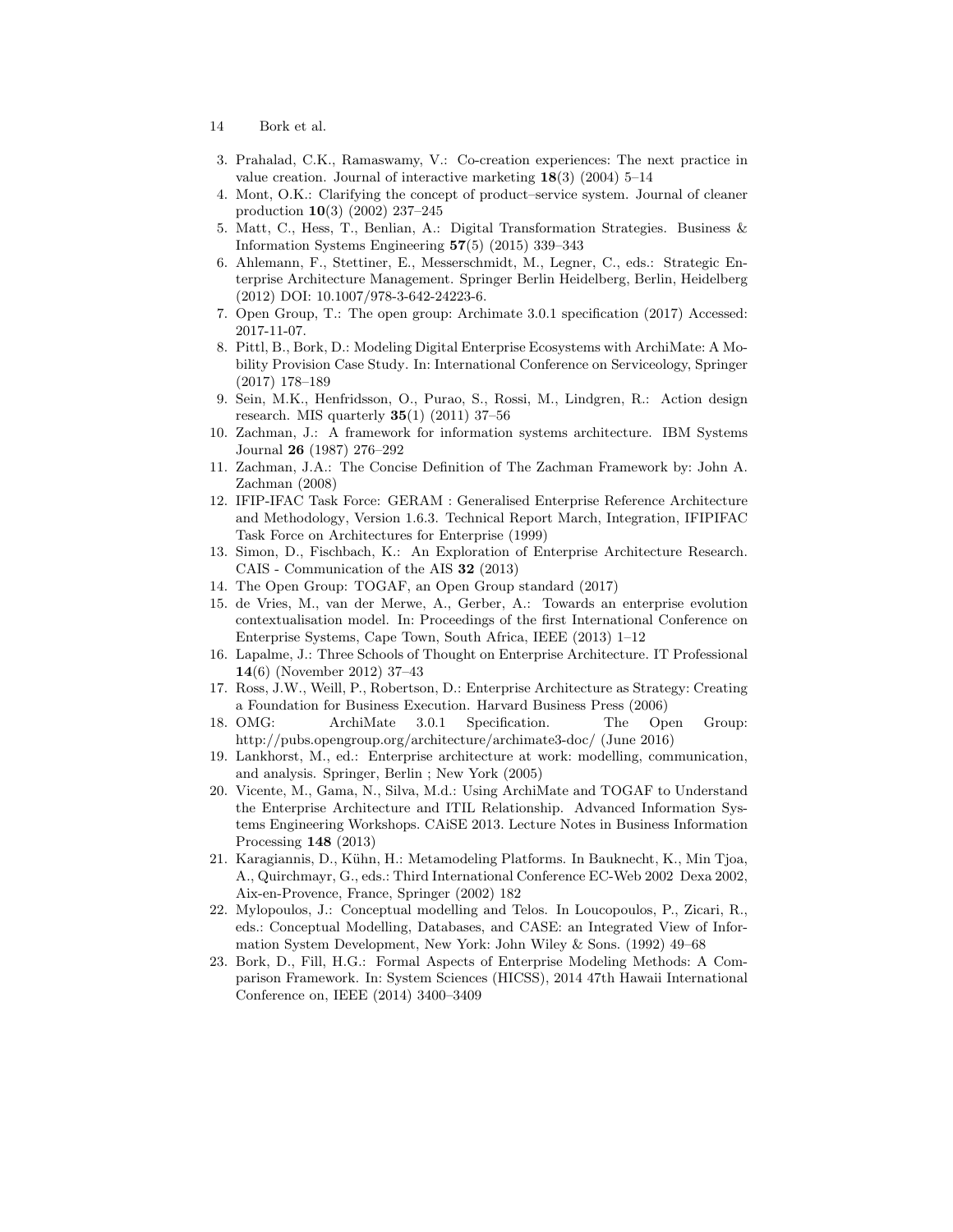3. Prahalad, C.K., Ramaswamy, V.: Co-creation experiences: The next practice in value creation. Journal of interactive marketing **18**(3) (2004) 5–14
4. Mont, O.K.: Clarifying the concept of product–service system. Journal of cleaner production **10**(3) (2002) 237–245
5. Matt, C., Hess, T., Benlian, A.: Digital Transformation Strategies. Business & Information Systems Engineering **57**(5) (2015) 339–343
6. Ahlemann, F., Stettiner, E., Messerschmidt, M., Legner, C., eds.: Strategic Enterprise Architecture Management. Springer Berlin Heidelberg, Berlin, Heidelberg (2012) DOI: 10.1007/978-3-642-24223-6.
7. Open Group, T.: The open group: Archimate 3.0.1 specification (2017) Accessed: 2017-11-07.
8. Pittl, B., Bork, D.: Modeling Digital Enterprise Ecosystems with ArchiMate: A Mobility Provision Case Study. In: International Conference on Serviceology, Springer (2017) 178–189
9. Sein, M.K., Henfridsson, O., Purao, S., Rossi, M., Lindgren, R.: Action design research. MIS quarterly **35**(1) (2011) 37–56
10. Zachman, J.: A framework for information systems architecture. IBM Systems Journal **26** (1987) 276–292
11. Zachman, J.A.: The Concise Definition of The Zachman Framework by: John A. Zachman (2008)
12. IFIP-IFAC Task Force: GERAM : Generalised Enterprise Reference Architecture and Methodology, Version 1.6.3. Technical Report March, Integration, IFIPIFAC Task Force on Architectures for Enterprise (1999)
13. Simon, D., Fischbach, K.: An Exploration of Enterprise Architecture Research. CAIS - Communication of the AIS **32** (2013)
14. The Open Group: TOGAF, an Open Group standard (2017)
15. de Vries, M., van der Merwe, A., Gerber, A.: Towards an enterprise evolution contextualisation model. In: Proceedings of the first International Conference on Enterprise Systems, Cape Town, South Africa, IEEE (2013) 1–12
16. Lapalme, J.: Three Schools of Thought on Enterprise Architecture. IT Professional **14**(6) (November 2012) 37–43
17. Ross, J.W., Weill, P., Robertson, D.: Enterprise Architecture as Strategy: Creating a Foundation for Business Execution. Harvard Business Press (2006)
18. OMG: ArchiMate 3.0.1 Specification. The Open Group: http://pubs.opengroup.org/architecture/archimate3-doc/ (June 2016)
19. Lankhorst, M., ed.: Enterprise architecture at work: modelling, communication, and analysis. Springer, Berlin ; New York (2005)
20. Vicente, M., Gama, N., Silva, M.d.: Using ArchiMate and TOGAF to Understand the Enterprise Architecture and ITIL Relationship. Advanced Information Systems Engineering Workshops. CAiSE 2013. Lecture Notes in Business Information Processing **148** (2013)
21. Karagiannis, D., Kühn, H.: Metamodeling Platforms. In Bauknecht, K., Min Tjoa, A., Quirchmayr, G., eds.: Third International Conference EC-Web 2002 Dexa 2002, Aix-en-Provence, France, Springer (2002) 182
22. Mylopoulos, J.: Conceptual modelling and Telos. In Loucopoulos, P., Zicari, R., eds.: Conceptual Modelling, Databases, and CASE: an Integrated View of Information System Development, New York: John Wiley & Sons. (1992) 49–68
23. Bork, D., Fill, H.G.: Formal Aspects of Enterprise Modeling Methods: A Comparison Framework. In: System Sciences (HICSS), 2014 47th Hawaii International Conference on, IEEE (2014) 3400–3409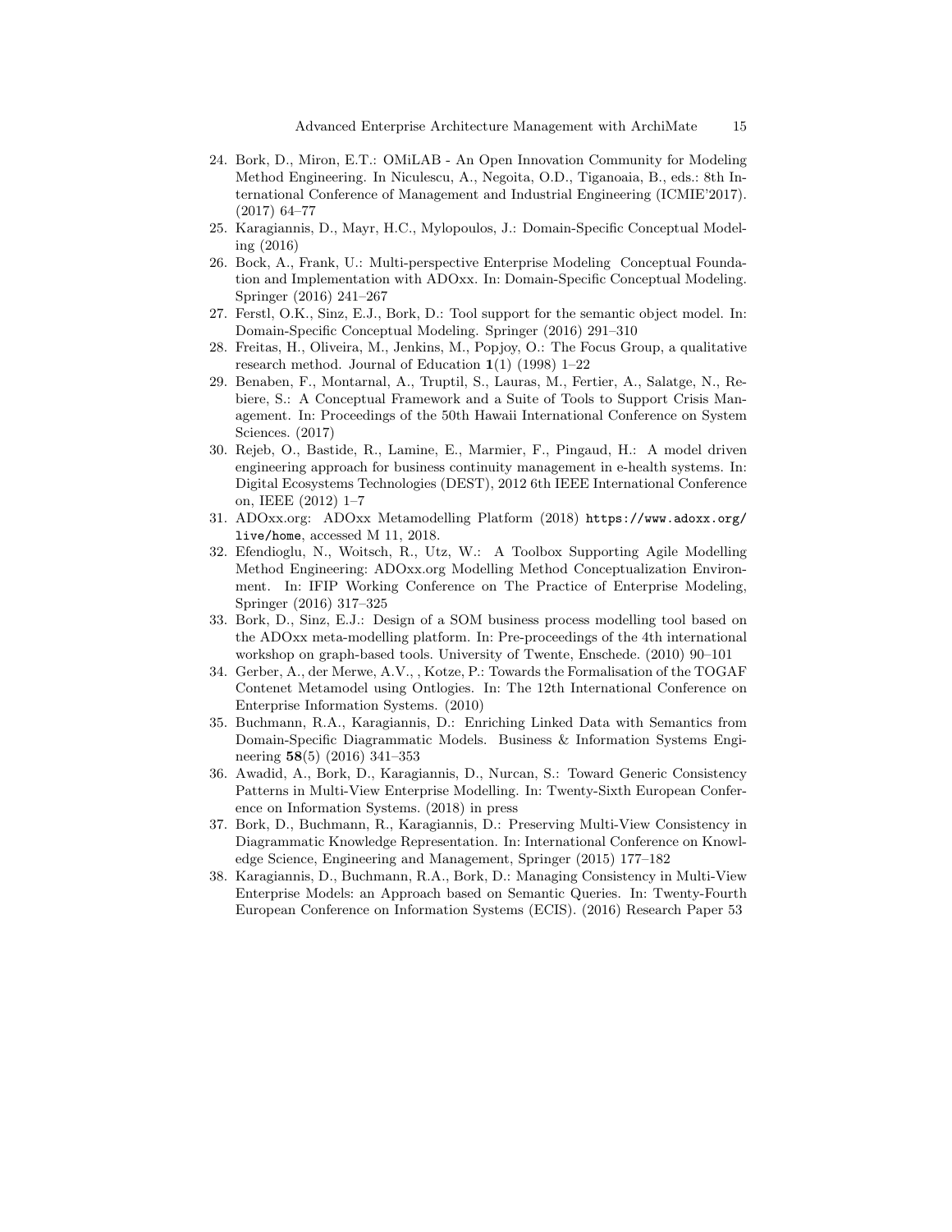24. Bork, D., Miron, E.T.: OMiLAB - An Open Innovation Community for Modeling Method Engineering. In Niculescu, A., Negoita, O.D., Tiganoaia, B., eds.: 8th International Conference of Management and Industrial Engineering (ICMIE'2017). (2017) 64–77
25. Karagiannis, D., Mayr, H.C., Mylopoulos, J.: Domain-Specific Conceptual Modeling (2016)
26. Bock, A., Frank, U.: Multi-perspective Enterprise Modeling Conceptual Foundation and Implementation with ADOxx. In: Domain-Specific Conceptual Modeling. Springer (2016) 241–267
27. Ferstl, O.K., Sinz, E.J., Bork, D.: Tool support for the semantic object model. In: Domain-Specific Conceptual Modeling. Springer (2016) 291–310
28. Freitas, H., Oliveira, M., Jenkins, M., Popjoy, O.: The Focus Group, a qualitative research method. Journal of Education **1**(1) (1998) 1–22
29. Benaben, F., Montarnal, A., Truptil, S., Lauras, M., Fertier, A., Salatge, N., Rebiere, S.: A Conceptual Framework and a Suite of Tools to Support Crisis Management. In: Proceedings of the 50th Hawaii International Conference on System Sciences. (2017)
30. Rejeb, O., Bastide, R., Lamine, E., Marmier, F., Pingaud, H.: A model driven engineering approach for business continuity management in e-health systems. In: Digital Ecosystems Technologies (DEST), 2012 6th IEEE International Conference on, IEEE (2012) 1–7
31. ADOxx.org: ADOxx Metamodelling Platform (2018) `https://www.adoxx.org/live/home`, accessed M 11, 2018.
32. Efendioglu, N., Woitsch, R., Utz, W.: A Toolbox Supporting Agile Modelling Method Engineering: ADOxx.org Modelling Method Conceptualization Environment. In: IFIP Working Conference on The Practice of Enterprise Modeling, Springer (2016) 317–325
33. Bork, D., Sinz, E.J.: Design of a SOM business process modelling tool based on the ADOxx meta-modelling platform. In: Pre-proceedings of the 4th international workshop on graph-based tools. University of Twente, Enschede. (2010) 90–101
34. Gerber, A., der Merwe, A.V., , Kotze, P.: Towards the Formalisation of the TOGAF Contenet Metamodel using Ontlogies. In: The 12th International Conference on Enterprise Information Systems. (2010)
35. Buchmann, R.A., Karagiannis, D.: Enriching Linked Data with Semantics from Domain-Specific Diagrammatic Models. Business & Information Systems Engineering **58**(5) (2016) 341–353
36. Awadid, A., Bork, D., Karagiannis, D., Nurcan, S.: Toward Generic Consistency Patterns in Multi-View Enterprise Modelling. In: Twenty-Sixth European Conference on Information Systems. (2018) in press
37. Bork, D., Buchmann, R., Karagiannis, D.: Preserving Multi-View Consistency in Diagrammatic Knowledge Representation. In: International Conference on Knowledge Science, Engineering and Management, Springer (2015) 177–182
38. Karagiannis, D., Buchmann, R.A., Bork, D.: Managing Consistency in Multi-View Enterprise Models: an Approach based on Semantic Queries. In: Twenty-Fourth European Conference on Information Systems (ECIS). (2016) Research Paper 53